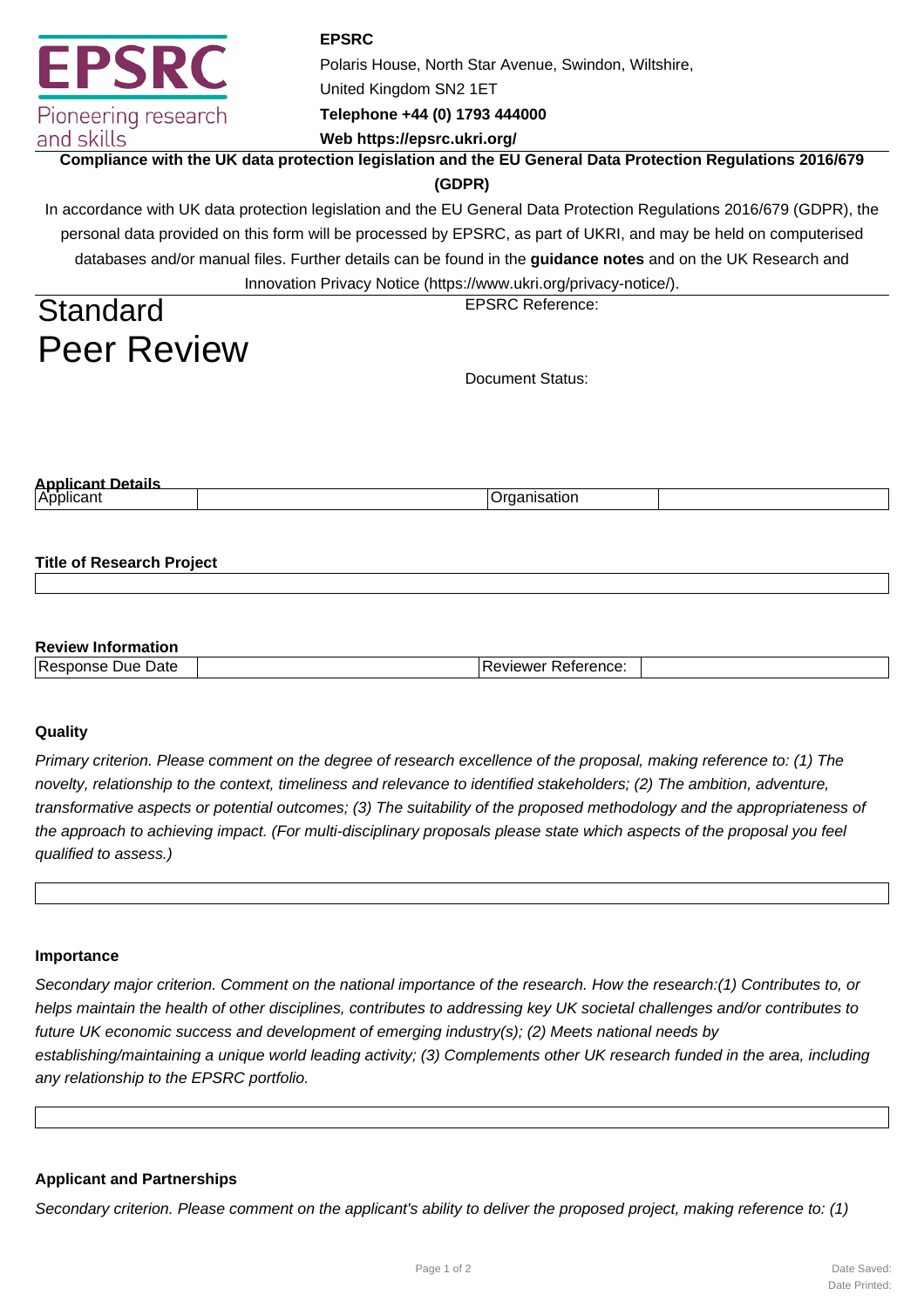**EPSRC**

Polaris House, North Star Avenue, Swindon, Wiltshire,

United Kingdom SN2 1ET

**Telephone +44 (0) 1793 444000**

**Web https://epsrc.ukri.org/**

**Compliance with the UK data protection legislation and the EU General Data Protection Regulations 2016/679 (GDPR)**

In accordance with UK data protection legislation and the EU General Data Protection Regulations 2016/679 (GDPR), the personal data provided on this form will be processed by EPSRC, as part of UKRI, and may be held on computerised databases and/or manual files. Further details can be found in the **guidance notes** and on the UK Research and Innovation Privacy Notice (https://www.ukri.org/privacy-notice/).

# Standard Peer Review

EPSRC Reference:

Document Status:

**Applicant Details**

| | | | |
|---|---|---|---|
| Applicant | | Organisation | |

**Title of Research Project**

| |
|---|
| |

**Review Information**

| | | | |
|---|---|---|---|
| Response Due Date | | Reviewer Reference: | |

**Quality**

*Primary criterion. Please comment on the degree of research excellence of the proposal, making reference to: (1) The novelty, relationship to the context, timeliness and relevance to identified stakeholders; (2) The ambition, adventure, transformative aspects or potential outcomes; (3) The suitability of the proposed methodology and the appropriateness of the approach to achieving impact. (For multi-disciplinary proposals please state which aspects of the proposal you feel qualified to assess.)*

| |
|---|
| |

**Importance**

*Secondary major criterion. Comment on the national importance of the research. How the research:(1) Contributes to, or helps maintain the health of other disciplines, contributes to addressing key UK societal challenges and/or contributes to future UK economic success and development of emerging industry(s); (2) Meets national needs by establishing/maintaining a unique world leading activity; (3) Complements other UK research funded in the area, including any relationship to the EPSRC portfolio.*

| |
|---|
| |

**Applicant and Partnerships**

*Secondary criterion. Please comment on the applicant's ability to deliver the proposed project, making reference to: (1)*

Date Saved:

Date Printed: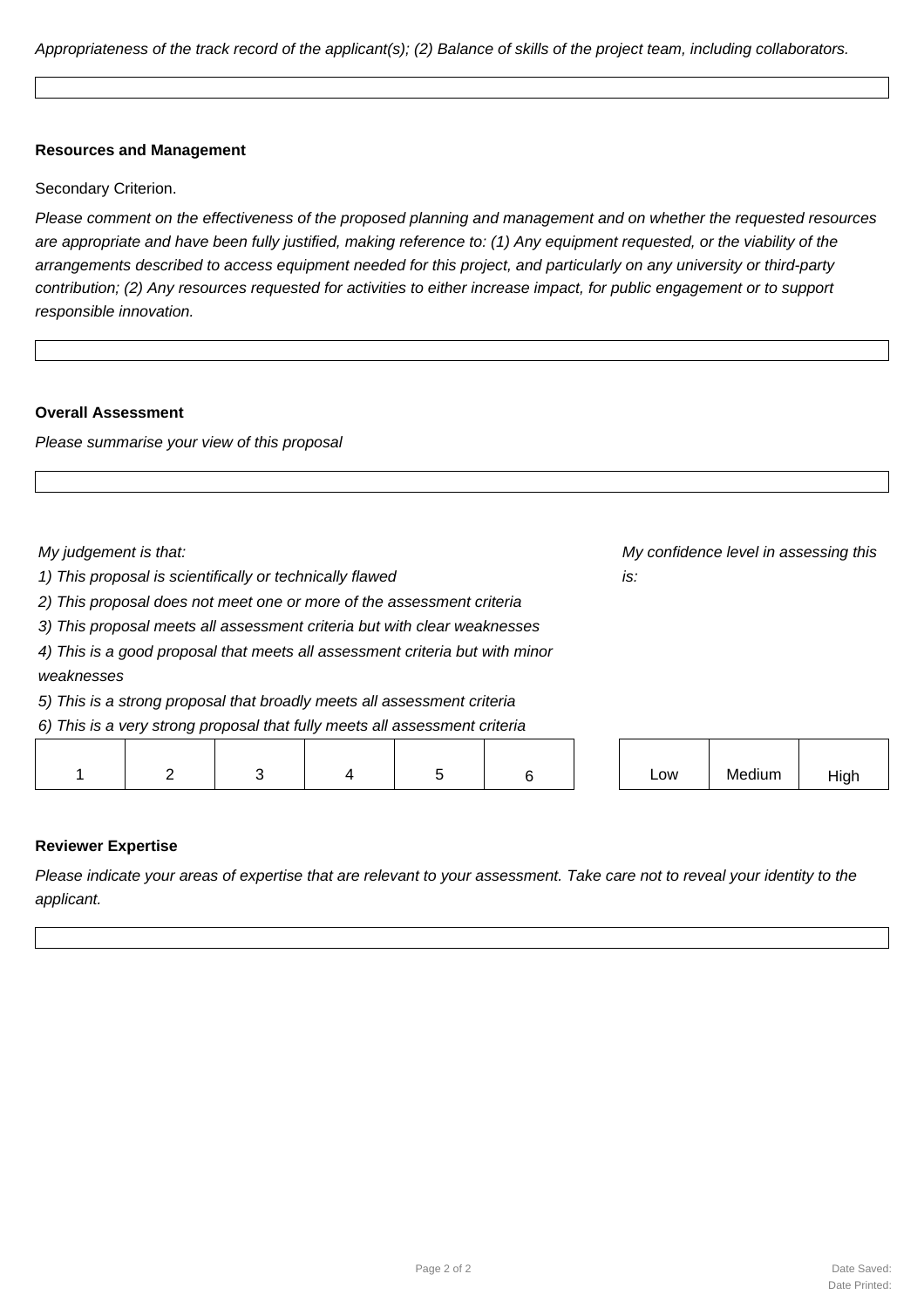*Appropriateness of the track record of the applicant(s); (2) Balance of skills of the project team, including collaborators.*

| |
|---|
| |

**Resources and Management**

Secondary Criterion.

*Please comment on the effectiveness of the proposed planning and management and on whether the requested resources are appropriate and have been fully justified, making reference to: (1) Any equipment requested, or the viability of the arrangements described to access equipment needed for this project, and particularly on any university or third-party contribution; (2) Any resources requested for activities to either increase impact, for public engagement or to support responsible innovation.*

| |
|---|
| |

**Overall Assessment**

*Please summarise your view of this proposal*

| |
|---|
| |

*My judgement is that:*

*1) This proposal is scientifically or technically flawed*

*2) This proposal does not meet one or more of the assessment criteria*

*3) This proposal meets all assessment criteria but with clear weaknesses*

*4) This is a good proposal that meets all assessment criteria but with minor weaknesses*

*5) This is a strong proposal that broadly meets all assessment criteria*

*6) This is a very strong proposal that fully meets all assessment criteria*

| | | | | | |
|---|---|---|---|---|---|
| 1 | 2 | 3 | 4 | 5 | 6 |

*My confidence level in assessing this is:*

| | | |
|---|---|---|
| Low | Medium | High |

**Reviewer Expertise**

*Please indicate your areas of expertise that are relevant to your assessment. Take care not to reveal your identity to the applicant.*

| |
|---|
| |

Date Saved:

Date Printed: